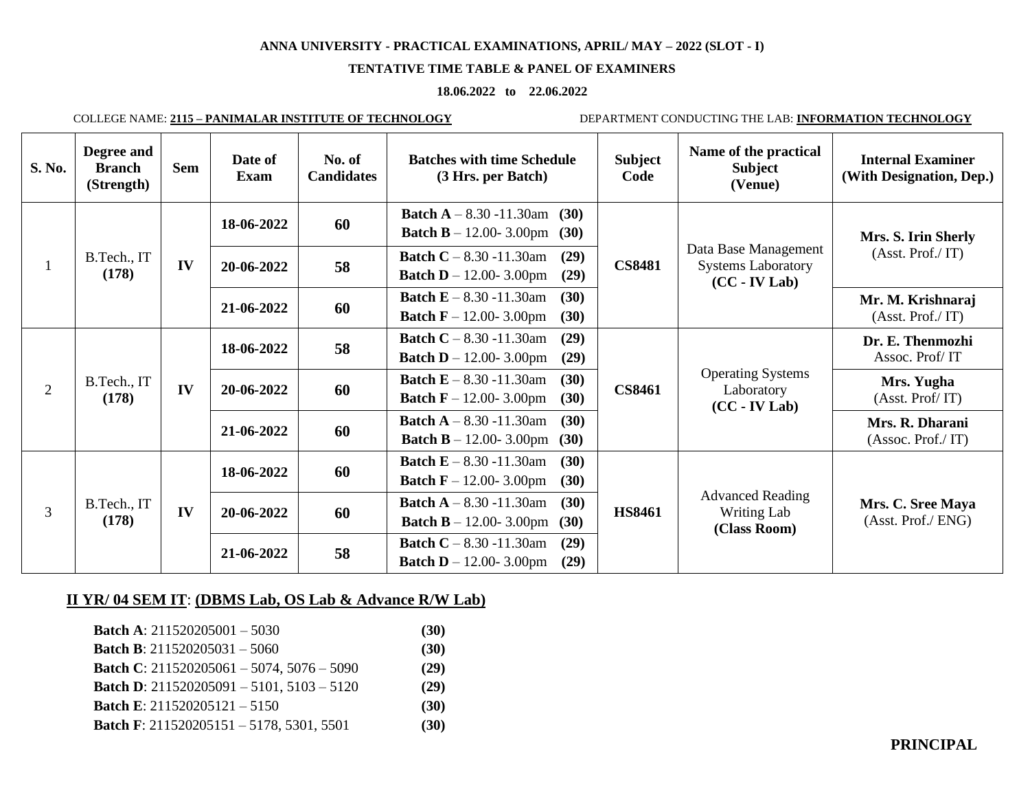**ANNA UNIVERSITY - PRACTICAL EXAMINATIONS, APRIL/ MAY – 2022 (SLOT - I)**

**TENTATIVE TIME TABLE & PANEL OF EXAMINERS**

**18.06.2022 to 22.06.2022**

COLLEGE NAME: **2115 – PANIMALAR INSTITUTE OF TECHNOLOGY** DEPARTMENT CONDUCTING THE LAB: **INFORMATION TECHNOLOGY**

| S. No. | Degree and Branch (Strength) | Sem | Date of Exam | No. of Candidates | Batches with time Schedule (3 Hrs. per Batch) | Subject Code | Name of the practical Subject (Venue) | Internal Examiner (With Designation, Dep.) |
|---|---|---|---|---|---|---|---|---|
| 1 | B.Tech., IT **(178)** | **IV** | **18-06-2022** | **60** | **Batch A** – 8.30 -11.30am **(30)**<br>**Batch B** – 12.00- 3.00pm **(30)** | **CS8481** | Data Base Management Systems Laboratory **(CC - IV Lab)** | **Mrs. S. Irin Sherly** (Asst. Prof./ IT) |
| | | | **20-06-2022** | **58** | **Batch C** – 8.30 -11.30am **(29)**<br>**Batch D** – 12.00- 3.00pm **(29)** | | | |
| | | | **21-06-2022** | **60** | **Batch E** – 8.30 -11.30am **(30)**<br>**Batch F** – 12.00- 3.00pm **(30)** | | | **Mr. M. Krishnaraj** (Asst. Prof./ IT) |
| 2 | B.Tech., IT **(178)** | **IV** | **18-06-2022** | **58** | **Batch C** – 8.30 -11.30am **(29)**<br>**Batch D** – 12.00- 3.00pm **(29)** | **CS8461** | Operating Systems Laboratory **(CC - IV Lab)** | **Dr. E. Thenmozhi** Assoc. Prof/ IT |
| | | | **20-06-2022** | **60** | **Batch E** – 8.30 -11.30am **(30)**<br>**Batch F** – 12.00- 3.00pm **(30)** | | | **Mrs. Yugha** (Asst. Prof/ IT) |
| | | | **21-06-2022** | **60** | **Batch A** – 8.30 -11.30am **(30)**<br>**Batch B** – 12.00- 3.00pm **(30)** | | | **Mrs. R. Dharani** (Assoc. Prof./ IT) |
| 3 | B.Tech., IT **(178)** | **IV** | **18-06-2022** | **60** | **Batch E** – 8.30 -11.30am **(30)**<br>**Batch F** – 12.00- 3.00pm **(30)** | **HS8461** | Advanced Reading Writing Lab **(Class Room)** | **Mrs. C. Sree Maya** (Asst. Prof./ ENG) |
| | | | **20-06-2022** | **60** | **Batch A** – 8.30 -11.30am **(30)**<br>**Batch B** – 12.00- 3.00pm **(30)** | | | |
| | | | **21-06-2022** | **58** | **Batch C** – 8.30 -11.30am **(29)**<br>**Batch D** – 12.00- 3.00pm **(29)** | | | |

**II YR/ 04 SEM IT**: **(DBMS Lab, OS Lab & Advance R/W Lab)**

**Batch A**: 211520205001 – 5030 **(30)**
**Batch B**: 211520205031 – 5060 **(30)**
**Batch C**: 211520205061 – 5074, 5076 – 5090 **(29)**
**Batch D**: 211520205091 – 5101, 5103 – 5120 **(29)**
**Batch E**: 211520205121 – 5150 **(30)**
**Batch F**: 211520205151 – 5178, 5301, 5501 **(30)**

**PRINCIPAL**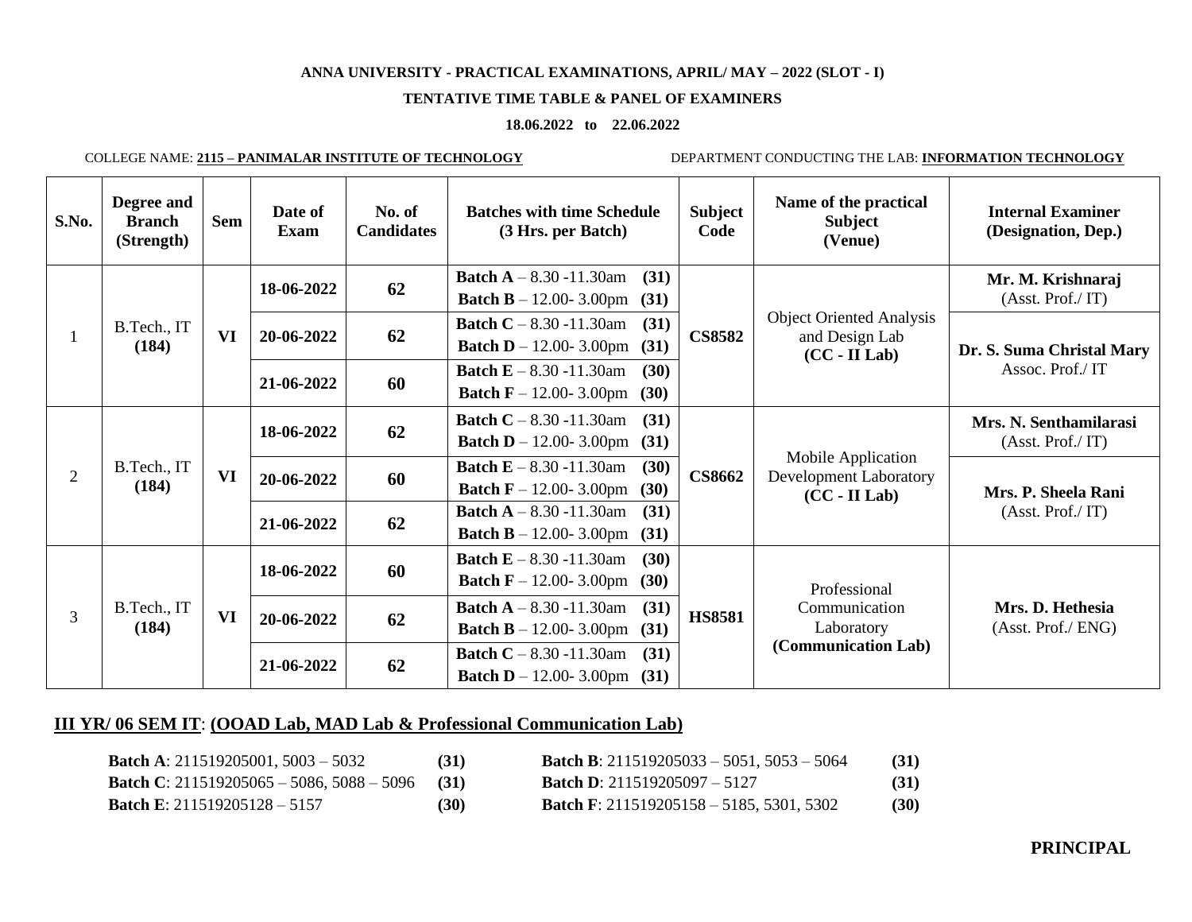**ANNA UNIVERSITY - PRACTICAL EXAMINATIONS, APRIL/ MAY – 2022 (SLOT - I)**

**TENTATIVE TIME TABLE & PANEL OF EXAMINERS**

**18.06.2022 to 22.06.2022**

COLLEGE NAME: **2115 – PANIMALAR INSTITUTE OF TECHNOLOGY** DEPARTMENT CONDUCTING THE LAB: **INFORMATION TECHNOLOGY**

| S.No. | Degree and Branch (Strength) | Sem | Date of Exam | No. of Candidates | Batches with time Schedule (3 Hrs. per Batch) | Subject Code | Name of the practical Subject (Venue) | Internal Examiner (Designation, Dep.) |
|---|---|---|---|---|---|---|---|---|
| 1 | B.Tech., IT **(184)** | **VI** | **18-06-2022** | **62** | **Batch A** – 8.30 -11.30am **(31)** **Batch B** – 12.00- 3.00pm **(31)** | **CS8582** | Object Oriented Analysis and Design Lab **(CC - II Lab)** | **Mr. M. Krishnaraj** (Asst. Prof./ IT) |
| | | | **20-06-2022** | **62** | **Batch C** – 8.30 -11.30am **(31)** **Batch D** – 12.00- 3.00pm **(31)** | | | **Dr. S. Suma Christal Mary** Assoc. Prof./ IT |
| | | | **21-06-2022** | **60** | **Batch E** – 8.30 -11.30am **(30)** **Batch F** – 12.00- 3.00pm **(30)** | | | |
| 2 | B.Tech., IT **(184)** | **VI** | **18-06-2022** | **62** | **Batch C** – 8.30 -11.30am **(31)** **Batch D** – 12.00- 3.00pm **(31)** | **CS8662** | Mobile Application Development Laboratory **(CC - II Lab)** | **Mrs. N. Senthamilarasi** (Asst. Prof./ IT) |
| | | | **20-06-2022** | **60** | **Batch E** – 8.30 -11.30am **(30)** **Batch F** – 12.00- 3.00pm **(30)** | | | **Mrs. P. Sheela Rani** (Asst. Prof./ IT) |
| | | | **21-06-2022** | **62** | **Batch A** – 8.30 -11.30am **(31)** **Batch B** – 12.00- 3.00pm **(31)** | | | |
| 3 | B.Tech., IT **(184)** | **VI** | **18-06-2022** | **60** | **Batch E** – 8.30 -11.30am **(30)** **Batch F** – 12.00- 3.00pm **(30)** | **HS8581** | Professional Communication Laboratory **(Communication Lab)** | **Mrs. D. Hethesia** (Asst. Prof./ ENG) |
| | | | **20-06-2022** | **62** | **Batch A** – 8.30 -11.30am **(31)** **Batch B** – 12.00- 3.00pm **(31)** | | | |
| | | | **21-06-2022** | **62** | **Batch C** – 8.30 -11.30am **(31)** **Batch D** – 12.00- 3.00pm **(31)** | | | |

**III YR/ 06 SEM IT**: **(OOAD Lab, MAD Lab & Professional Communication Lab)**

**Batch A**: 211519205001, 5003 – 5032 **(31)**
**Batch B**: 211519205033 – 5051, 5053 – 5064 **(31)**
**Batch C**: 211519205065 – 5086, 5088 – 5096 **(31)**
**Batch D**: 211519205097 – 5127 **(31)**
**Batch E**: 211519205128 – 5157 **(30)**
**Batch F**: 211519205158 – 5185, 5301, 5302 **(30)**

**PRINCIPAL**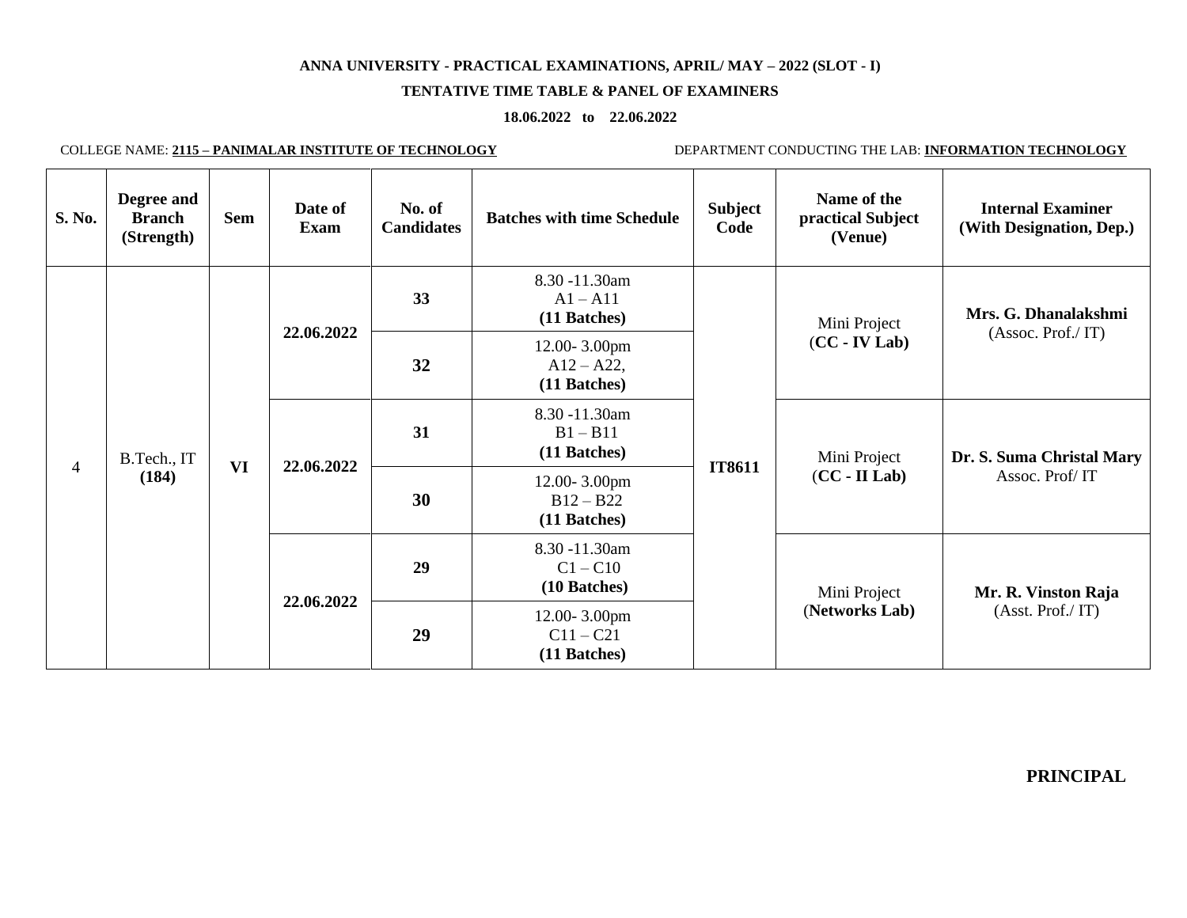**ANNA UNIVERSITY - PRACTICAL EXAMINATIONS, APRIL/ MAY – 2022 (SLOT - I)**

**TENTATIVE TIME TABLE & PANEL OF EXAMINERS**

**18.06.2022 to 22.06.2022**

COLLEGE NAME: **2115 – PANIMALAR INSTITUTE OF TECHNOLOGY**

DEPARTMENT CONDUCTING THE LAB: **INFORMATION TECHNOLOGY**

| S. No. | Degree and Branch (Strength) | Sem | Date of Exam | No. of Candidates | Batches with time Schedule | Subject Code | Name of the practical Subject (Venue) | Internal Examiner (With Designation, Dep.) |
|---|---|---|---|---|---|---|---|---|
| 4 | B.Tech., IT **(184)** | **VI** | **22.06.2022** | **33** | 8.30 -11.30am A1 – A11 **(11 Batches)** | **IT8611** | Mini Project (**CC - IV Lab)** | **Mrs. G. Dhanalakshmi** (Assoc. Prof./ IT) |
| | | | | **32** | 12.00- 3.00pm A12 – A22, **(11 Batches)** | | | |
| | | | **22.06.2022** | **31** | 8.30 -11.30am B1 – B11 **(11 Batches)** | | Mini Project (**CC - II Lab)** | **Dr. S. Suma Christal Mary** Assoc. Prof/ IT |
| | | | | **30** | 12.00- 3.00pm B12 – B22 **(11 Batches)** | | | |
| | | | **22.06.2022** | **29** | 8.30 -11.30am C1 – C10 **(10 Batches)** | | Mini Project (**Networks Lab)** | **Mr. R. Vinston Raja** (Asst. Prof./ IT) |
| | | | | **29** | 12.00- 3.00pm C11 – C21 **(11 Batches)** | | | |

**PRINCIPAL**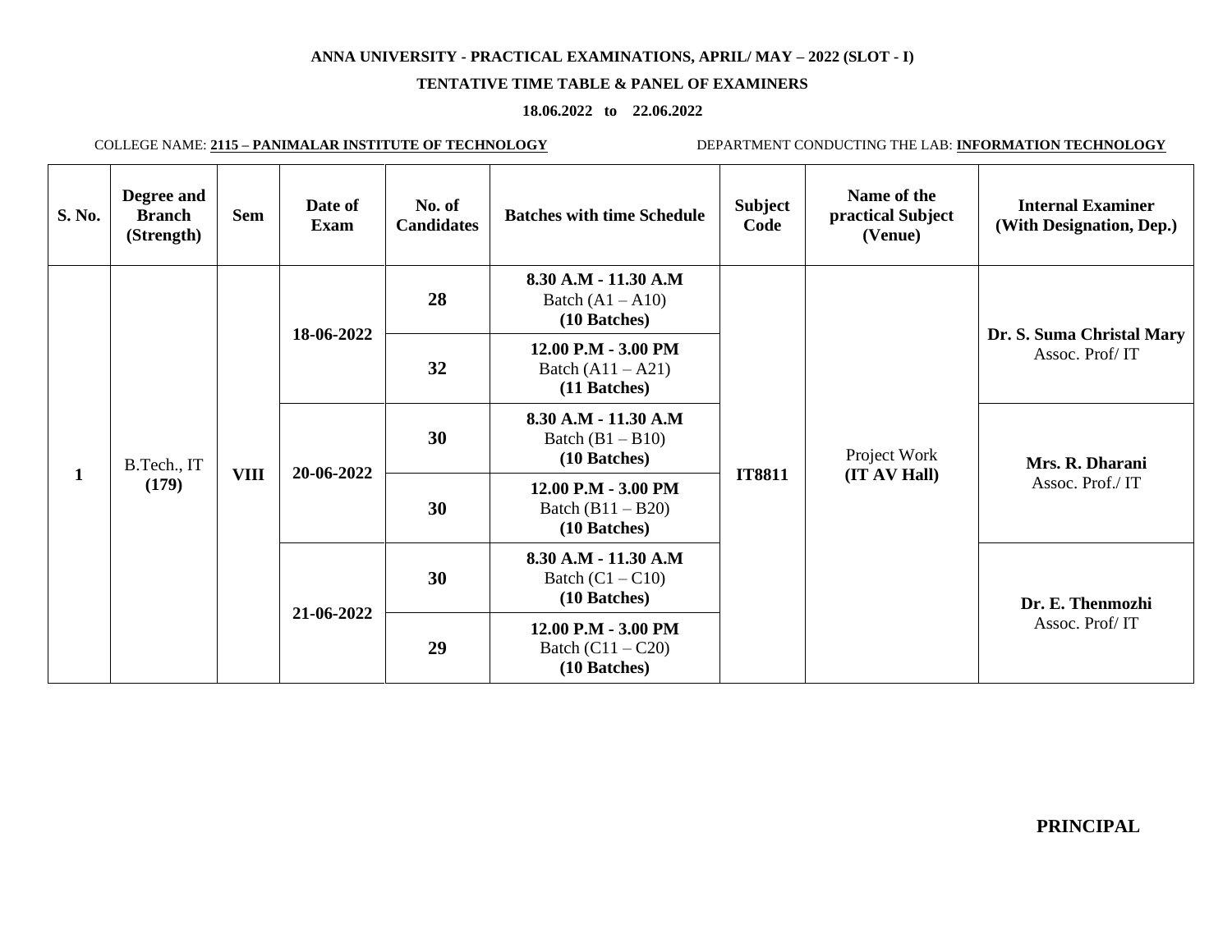**ANNA UNIVERSITY - PRACTICAL EXAMINATIONS, APRIL/ MAY – 2022 (SLOT - I)**

**TENTATIVE TIME TABLE & PANEL OF EXAMINERS**

**18.06.2022 to 22.06.2022**

COLLEGE NAME: **2115 – PANIMALAR INSTITUTE OF TECHNOLOGY** DEPARTMENT CONDUCTING THE LAB: **INFORMATION TECHNOLOGY**

| S. No. | Degree and Branch (Strength) | Sem | Date of Exam | No. of Candidates | Batches with time Schedule | Subject Code | Name of the practical Subject (Venue) | Internal Examiner (With Designation, Dep.) |
|---|---|---|---|---|---|---|---|---|
| 1 | B.Tech., IT **(179)** | **VIII** | **18-06-2022** | **28** | **8.30 A.M - 11.30 A.M** Batch (A1 – A10) **(10 Batches)** | **IT8811** | Project Work **(IT AV Hall)** | **Dr. S. Suma Christal Mary** Assoc. Prof/ IT |
| | | | | **32** | **12.00 P.M - 3.00 PM** Batch (A11 – A21) **(11 Batches)** | | | |
| | | | **20-06-2022** | **30** | **8.30 A.M - 11.30 A.M** Batch (B1 – B10) **(10 Batches)** | | | **Mrs. R. Dharani** Assoc. Prof./ IT |
| | | | | **30** | **12.00 P.M - 3.00 PM** Batch (B11 – B20) **(10 Batches)** | | | |
| | | | **21-06-2022** | **30** | **8.30 A.M - 11.30 A.M** Batch (C1 – C10) **(10 Batches)** | | | **Dr. E. Thenmozhi** Assoc. Prof/ IT |
| | | | | **29** | **12.00 P.M - 3.00 PM** Batch (C11 – C20) **(10 Batches)** | | | |

**PRINCIPAL**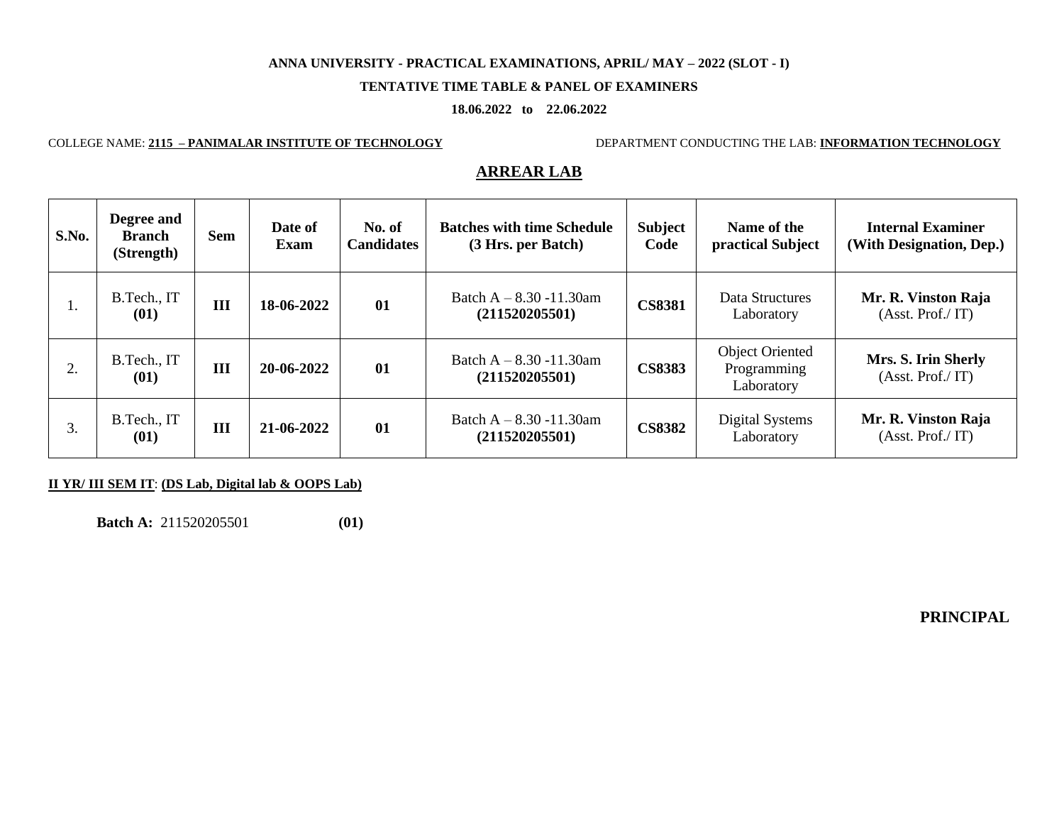**ANNA UNIVERSITY - PRACTICAL EXAMINATIONS, APRIL/ MAY – 2022 (SLOT - I)**

**TENTATIVE TIME TABLE & PANEL OF EXAMINERS**

**18.06.2022 to 22.06.2022**

COLLEGE NAME: **2115 – PANIMALAR INSTITUTE OF TECHNOLOGY** DEPARTMENT CONDUCTING THE LAB: **INFORMATION TECHNOLOGY**

## ARREAR LAB

| S.No. | Degree and Branch (Strength) | Sem | Date of Exam | No. of Candidates | Batches with time Schedule (3 Hrs. per Batch) | Subject Code | Name of the practical Subject | Internal Examiner (With Designation, Dep.) |
|---|---|---|---|---|---|---|---|---|
| 1. | B.Tech., IT **(01)** | **III** | **18-06-2022** | **01** | Batch A – 8.30 -11.30am **(211520205501)** | **CS8381** | Data Structures Laboratory | **Mr. R. Vinston Raja** (Asst. Prof./ IT) |
| 2. | B.Tech., IT **(01)** | **III** | **20-06-2022** | **01** | Batch A – 8.30 -11.30am **(211520205501)** | **CS8383** | Object Oriented Programming Laboratory | **Mrs. S. Irin Sherly** (Asst. Prof./ IT) |
| 3. | B.Tech., IT **(01)** | **III** | **21-06-2022** | **01** | Batch A – 8.30 -11.30am **(211520205501)** | **CS8382** | Digital Systems Laboratory | **Mr. R. Vinston Raja** (Asst. Prof./ IT) |

**II YR/ III SEM IT**: **(DS Lab, Digital lab & OOPS Lab)**

**Batch A:** 211520205501 **(01)**

**PRINCIPAL**